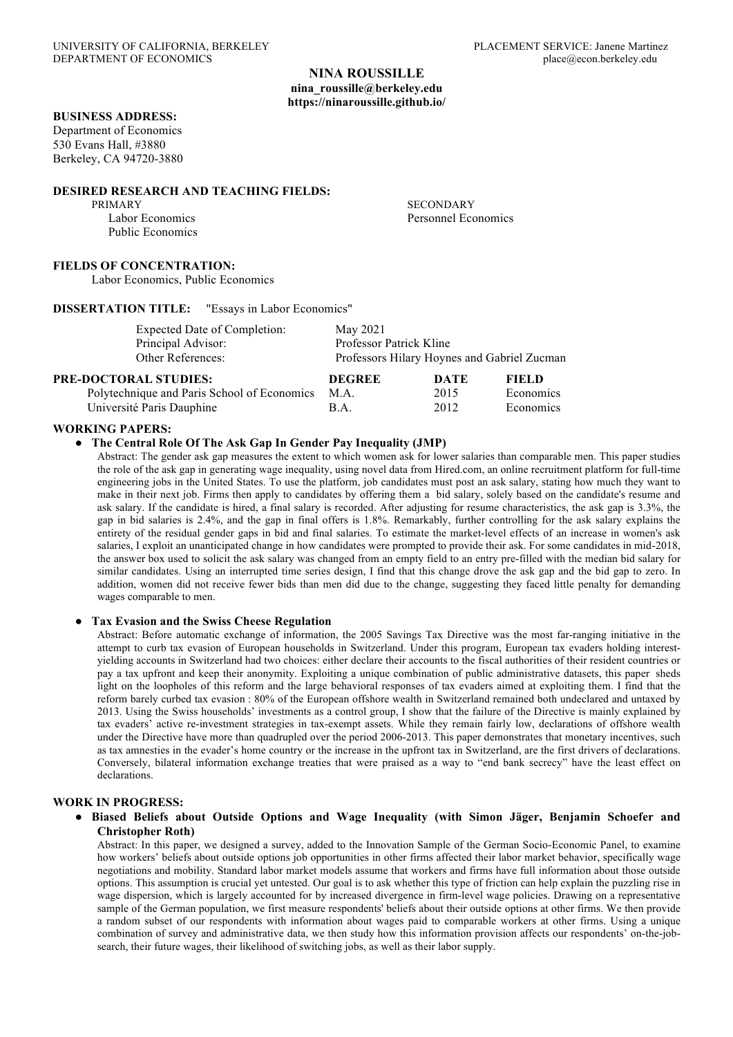UNIVERSITY OF CALIFORNIA, BERKELEY
DEPARTMENT OF ECONOMICS

PLACEMENT SERVICE: Janene Martinez
place@econ.berkeley.edu

# NINA ROUSSILLE

**nina_roussille@berkeley.edu**
**https://ninaroussille.github.io/**

## BUSINESS ADDRESS:

Department of Economics
530 Evans Hall, #3880
Berkeley, CA 94720-3880

## DESIRED RESEARCH AND TEACHING FIELDS:

PRIMARY
Labor Economics
Public Economics

SECONDARY
Personnel Economics

## FIELDS OF CONCENTRATION:

Labor Economics, Public Economics

## DISSERTATION TITLE: "Essays in Labor Economics"

| | |
|---|---|
| Expected Date of Completion: | May 2021 |
| Principal Advisor: | Professor Patrick Kline |
| Other References: | Professors Hilary Hoynes and Gabriel Zucman |

## PRE-DOCTORAL STUDIES:

| | DEGREE | DATE | FIELD |
|---|---|---|---|
| Polytechnique and Paris School of Economics | M.A. | 2015 | Economics |
| Université Paris Dauphine | B.A. | 2012 | Economics |

## WORKING PAPERS:

- **The Central Role Of The Ask Gap In Gender Pay Inequality (JMP)**

  Abstract: The gender ask gap measures the extent to which women ask for lower salaries than comparable men. This paper studies the role of the ask gap in generating wage inequality, using novel data from Hired.com, an online recruitment platform for full-time engineering jobs in the United States. To use the platform, job candidates must post an ask salary, stating how much they want to make in their next job. Firms then apply to candidates by offering them a bid salary, solely based on the candidate's resume and ask salary. If the candidate is hired, a final salary is recorded. After adjusting for resume characteristics, the ask gap is 3.3%, the gap in bid salaries is 2.4%, and the gap in final offers is 1.8%. Remarkably, further controlling for the ask salary explains the entirety of the residual gender gaps in bid and final salaries. To estimate the market-level effects of an increase in women's ask salaries, I exploit an unanticipated change in how candidates were prompted to provide their ask. For some candidates in mid-2018, the answer box used to solicit the ask salary was changed from an empty field to an entry pre-filled with the median bid salary for similar candidates. Using an interrupted time series design, I find that this change drove the ask gap and the bid gap to zero. In addition, women did not receive fewer bids than men did due to the change, suggesting they faced little penalty for demanding wages comparable to men.

- **Tax Evasion and the Swiss Cheese Regulation**

  Abstract: Before automatic exchange of information, the 2005 Savings Tax Directive was the most far-ranging initiative in the attempt to curb tax evasion of European households in Switzerland. Under this program, European tax evaders holding interest-yielding accounts in Switzerland had two choices: either declare their accounts to the fiscal authorities of their resident countries or pay a tax upfront and keep their anonymity. Exploiting a unique combination of public administrative datasets, this paper sheds light on the loopholes of this reform and the large behavioral responses of tax evaders aimed at exploiting them. I find that the reform barely curbed tax evasion : 80% of the European offshore wealth in Switzerland remained both undeclared and untaxed by 2013. Using the Swiss households' investments as a control group, I show that the failure of the Directive is mainly explained by tax evaders' active re-investment strategies in tax-exempt assets. While they remain fairly low, declarations of offshore wealth under the Directive have more than quadrupled over the period 2006-2013. This paper demonstrates that monetary incentives, such as tax amnesties in the evader's home country or the increase in the upfront tax in Switzerland, are the first drivers of declarations. Conversely, bilateral information exchange treaties that were praised as a way to "end bank secrecy" have the least effect on declarations.

## WORK IN PROGRESS:

- **Biased Beliefs about Outside Options and Wage Inequality (with Simon Jäger, Benjamin Schoefer and Christopher Roth)**

  Abstract: In this paper, we designed a survey, added to the Innovation Sample of the German Socio-Economic Panel, to examine how workers' beliefs about outside options job opportunities in other firms affected their labor market behavior, specifically wage negotiations and mobility. Standard labor market models assume that workers and firms have full information about those outside options. This assumption is crucial yet untested. Our goal is to ask whether this type of friction can help explain the puzzling rise in wage dispersion, which is largely accounted for by increased divergence in firm-level wage policies. Drawing on a representative sample of the German population, we first measure respondents' beliefs about their outside options at other firms. We then provide a random subset of our respondents with information about wages paid to comparable workers at other firms. Using a unique combination of survey and administrative data, we then study how this information provision affects our respondents' on-the-job-search, their future wages, their likelihood of switching jobs, as well as their labor supply.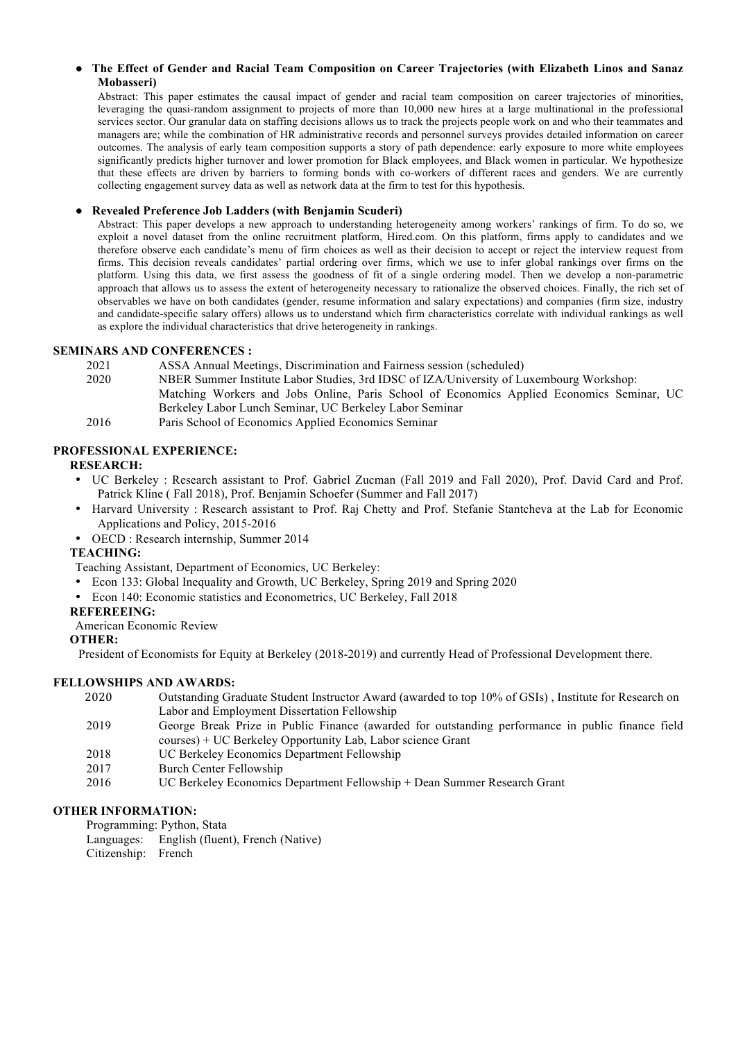- **The Effect of Gender and Racial Team Composition on Career Trajectories (with Elizabeth Linos and Sanaz Mobasseri)**

  Abstract: This paper estimates the causal impact of gender and racial team composition on career trajectories of minorities, leveraging the quasi-random assignment to projects of more than 10,000 new hires at a large multinational in the professional services sector. Our granular data on staffing decisions allows us to track the projects people work on and who their teammates and managers are; while the combination of HR administrative records and personnel surveys provides detailed information on career outcomes. The analysis of early team composition supports a story of path dependence: early exposure to more white employees significantly predicts higher turnover and lower promotion for Black employees, and Black women in particular. We hypothesize that these effects are driven by barriers to forming bonds with co-workers of different races and genders. We are currently collecting engagement survey data as well as network data at the firm to test for this hypothesis.

- **Revealed Preference Job Ladders (with Benjamin Scuderi)**

  Abstract: This paper develops a new approach to understanding heterogeneity among workers' rankings of firm. To do so, we exploit a novel dataset from the online recruitment platform, Hired.com. On this platform, firms apply to candidates and we therefore observe each candidate's menu of firm choices as well as their decision to accept or reject the interview request from firms. This decision reveals candidates' partial ordering over firms, which we use to infer global rankings over firms on the platform. Using this data, we first assess the goodness of fit of a single ordering model. Then we develop a non-parametric approach that allows us to assess the extent of heterogeneity necessary to rationalize the observed choices. Finally, the rich set of observables we have on both candidates (gender, resume information and salary expectations) and companies (firm size, industry and candidate-specific salary offers) allows us to understand which firm characteristics correlate with individual rankings as well as explore the individual characteristics that drive heterogeneity in rankings.

## SEMINARS AND CONFERENCES :

| | |
|---|---|
| 2021 | ASSA Annual Meetings, Discrimination and Fairness session (scheduled) |
| 2020 | NBER Summer Institute Labor Studies, 3rd IDSC of IZA/University of Luxembourg Workshop: Matching Workers and Jobs Online, Paris School of Economics Applied Economics Seminar, UC Berkeley Labor Lunch Seminar, UC Berkeley Labor Seminar |
| 2016 | Paris School of Economics Applied Economics Seminar |

## PROFESSIONAL EXPERIENCE:

### RESEARCH:

- UC Berkeley : Research assistant to Prof. Gabriel Zucman (Fall 2019 and Fall 2020), Prof. David Card and Prof. Patrick Kline ( Fall 2018), Prof. Benjamin Schoefer (Summer and Fall 2017)
- Harvard University : Research assistant to Prof. Raj Chetty and Prof. Stefanie Stantcheva at the Lab for Economic Applications and Policy, 2015-2016
- OECD : Research internship, Summer 2014

### TEACHING:

Teaching Assistant, Department of Economics, UC Berkeley:

- Econ 133: Global Inequality and Growth, UC Berkeley, Spring 2019 and Spring 2020
- Econ 140: Economic statistics and Econometrics, UC Berkeley, Fall 2018

### REFEREEING:

American Economic Review

### OTHER:

President of Economists for Equity at Berkeley (2018-2019) and currently Head of Professional Development there.

## FELLOWSHIPS AND AWARDS:

| | |
|---|---|
| 2020 | Outstanding Graduate Student Instructor Award (awarded to top 10% of GSIs) , Institute for Research on Labor and Employment Dissertation Fellowship |
| 2019 | George Break Prize in Public Finance (awarded for outstanding performance in public finance field courses) + UC Berkeley Opportunity Lab, Labor science Grant |
| 2018 | UC Berkeley Economics Department Fellowship |
| 2017 | Burch Center Fellowship |
| 2016 | UC Berkeley Economics Department Fellowship + Dean Summer Research Grant |

## OTHER INFORMATION:

Programming: Python, Stata
Languages: English (fluent), French (Native)
Citizenship: French